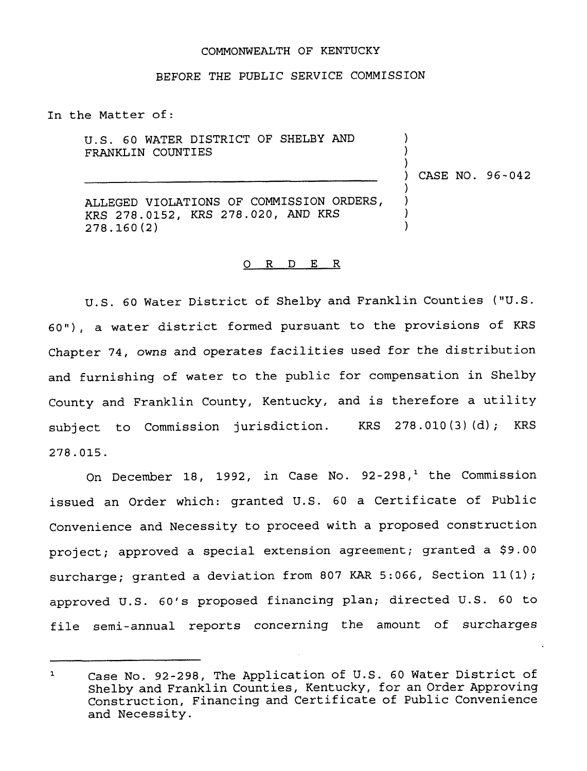COMMONWEALTH OF KENTUCKY

BEFORE THE PUBLIC SERVICE COMMISSION

In the Matter of:

U.S. 60 WATER DISTRICT OF SHELBY AND FRANKLIN COUNTIES

) CASE NO. 96-042

ALLEGED VIOLATIONS OF COMMISSION ORDERS, KRS 278.0152, KRS 278.020, AND KRS 278.160(2)

O R D E R

U.S. 60 Water District of Shelby and Franklin Counties ("U.S. 60"), a water district formed pursuant to the provisions of KRS Chapter 74, owns and operates facilities used for the distribution and furnishing of water to the public for compensation in Shelby County and Franklin County, Kentucky, and is therefore a utility subject to Commission jurisdiction. KRS 278.010(3)(d); KRS 278.015.

On December 18, 1992, in Case No. 92-298,[1] the Commission issued an Order which: granted U.S. 60 a Certificate of Public Convenience and Necessity to proceed with a proposed construction project; approved a special extension agreement; granted a $9.00 surcharge; granted a deviation from 807 KAR 5:066, Section 11(1); approved U.S. 60's proposed financing plan; directed U.S. 60 to file semi-annual reports concerning the amount of surcharges

[1] Case No. 92-298, The Application of U.S. 60 Water District of Shelby and Franklin Counties, Kentucky, for an Order Approving Construction, Financing and Certificate of Public Convenience and Necessity.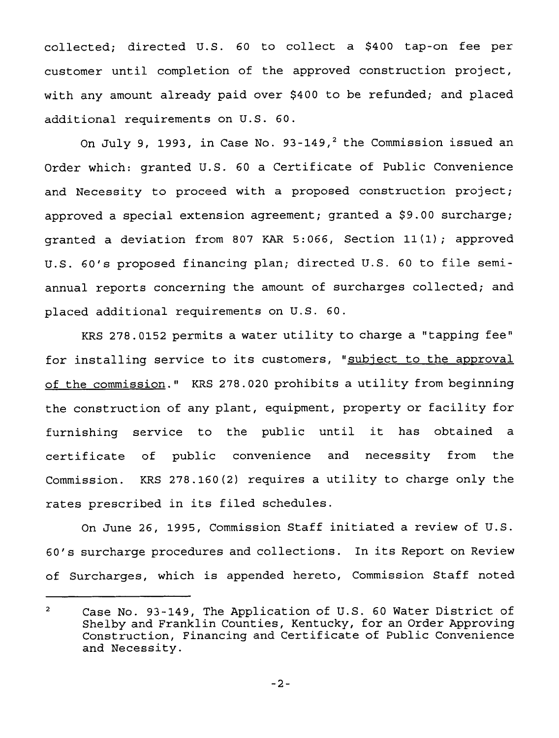collected; directed U.S. 60 to collect a $400 tap-on fee per customer until completion of the approved construction project, with any amount already paid over $400 to be refunded; and placed additional requirements on U.S. 60.

On July 9, 1993, in Case No. 93-149,[2] the Commission issued an Order which: granted U.S. 60 a Certificate of Public Convenience and Necessity to proceed with a proposed construction project; approved a special extension agreement; granted a $9.00 surcharge; granted a deviation from 807 KAR 5:066, Section 11(1); approved U.S. 60's proposed financing plan; directed U.S. 60 to file semi-annual reports concerning the amount of surcharges collected; and placed additional requirements on U.S. 60.

KRS 278.0152 permits a water utility to charge a "tapping fee" for installing service to its customers, "subject to the approval of the commission." KRS 278.020 prohibits a utility from beginning the construction of any plant, equipment, property or facility for furnishing service to the public until it has obtained a certificate of public convenience and necessity from the Commission. KRS 278.160(2) requires a utility to charge only the rates prescribed in its filed schedules.

On June 26, 1995, Commission Staff initiated a review of U.S. 60's surcharge procedures and collections. In its Report on Review of Surcharges, which is appended hereto, Commission Staff noted

---

[2] Case No. 93-149, The Application of U.S. 60 Water District of Shelby and Franklin Counties, Kentucky, for an Order Approving Construction, Financing and Certificate of Public Convenience and Necessity.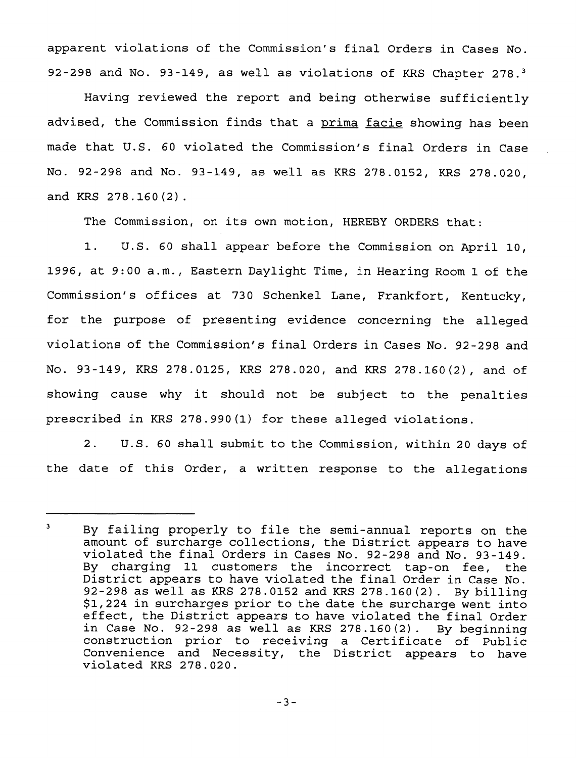apparent violations of the Commission's final Orders in Cases No. 92-298 and No. 93-149, as well as violations of KRS Chapter 278.[3]

Having reviewed the report and being otherwise sufficiently advised, the Commission finds that a prima facie showing has been made that U.S. 60 violated the Commission's final Orders in Case No. 92-298 and No. 93-149, as well as KRS 278.0152, KRS 278.020, and KRS 278.160(2).

The Commission, on its own motion, HEREBY ORDERS that:

1. U.S. 60 shall appear before the Commission on April 10, 1996, at 9:00 a.m., Eastern Daylight Time, in Hearing Room 1 of the Commission's offices at 730 Schenkel Lane, Frankfort, Kentucky, for the purpose of presenting evidence concerning the alleged violations of the Commission's final Orders in Cases No. 92-298 and No. 93-149, KRS 278.0125, KRS 278.020, and KRS 278.160(2), and of showing cause why it should not be subject to the penalties prescribed in KRS 278.990(1) for these alleged violations.

2. U.S. 60 shall submit to the Commission, within 20 days of the date of this Order, a written response to the allegations

---

[3] By failing properly to file the semi-annual reports on the amount of surcharge collections, the District appears to have violated the final Orders in Cases No. 92-298 and No. 93-149. By charging 11 customers the incorrect tap-on fee, the District appears to have violated the final Order in Case No. 92-298 as well as KRS 278.0152 and KRS 278.160(2). By billing $1,224 in surcharges prior to the date the surcharge went into effect, the District appears to have violated the final Order in Case No. 92-298 as well as KRS 278.160(2). By beginning construction prior to receiving a Certificate of Public Convenience and Necessity, the District appears to have violated KRS 278.020.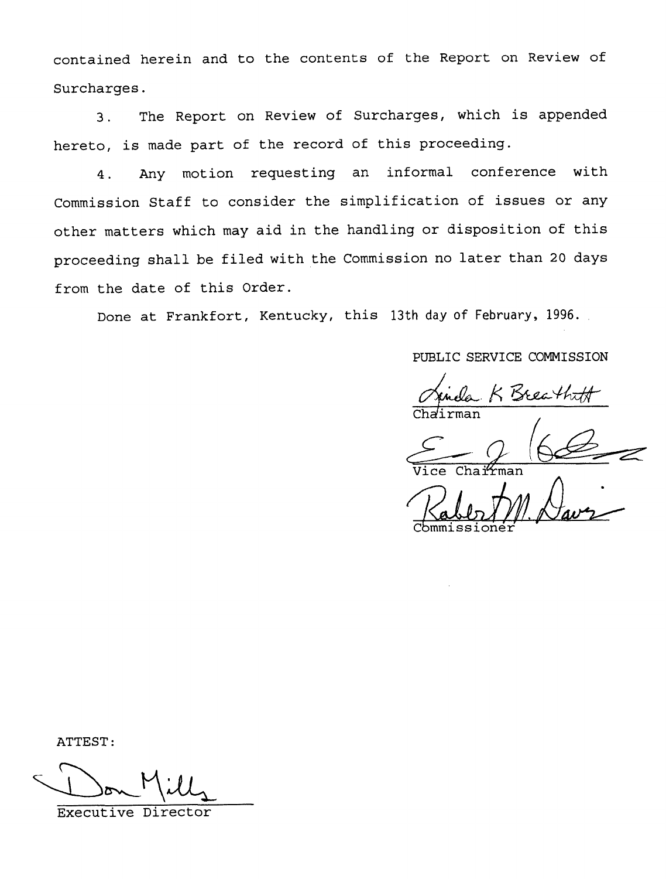contained herein and to the contents of the Report on Review of Surcharges.

3. The Report on Review of Surcharges, which is appended hereto, is made part of the record of this proceeding.

4. Any motion requesting an informal conference with Commission Staff to consider the simplification of issues or any other matters which may aid in the handling or disposition of this proceeding shall be filed with the Commission no later than 20 days from the date of this Order.

Done at Frankfort, Kentucky, this 13th day of February, 1996.

PUBLIC SERVICE COMMISSION

Linda K Breathitt
Chairman

Vice Chairman

Robert M. Davis
Commissioner

ATTEST:

Don Mills
Executive Director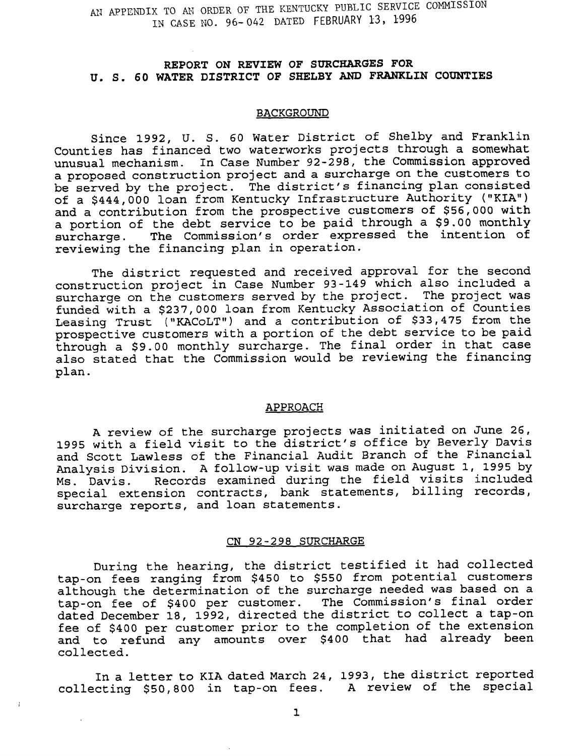AN APPENDIX TO AN ORDER OF THE KENTUCKY PUBLIC SERVICE COMMISSION IN CASE NO. 96-042 DATED FEBRUARY 13, 1996

**REPORT ON REVIEW OF SURCHARGES FOR U. S. 60 WATER DISTRICT OF SHELBY AND FRANKLIN COUNTIES**

## BACKGROUND

Since 1992, U. S. 60 Water District of Shelby and Franklin Counties has financed two waterworks projects through a somewhat unusual mechanism. In Case Number 92-298, the Commission approved a proposed construction project and a surcharge on the customers to be served by the project. The district's financing plan consisted of a $444,000 loan from Kentucky Infrastructure Authority ("KIA") and a contribution from the prospective customers of $56,000 with a portion of the debt service to be paid through a $9.00 monthly surcharge. The Commission's order expressed the intention of reviewing the financing plan in operation.

The district requested and received approval for the second construction project in Case Number 93-149 which also included a surcharge on the customers served by the project. The project was funded with a $237,000 loan from Kentucky Association of Counties Leasing Trust ("KACoLT") and a contribution of $33,475 from the prospective customers with a portion of the debt service to be paid through a $9.00 monthly surcharge. The final order in that case also stated that the Commission would be reviewing the financing plan.

## APPROACH

A review of the surcharge projects was initiated on June 26, 1995 with a field visit to the district's office by Beverly Davis and Scott Lawless of the Financial Audit Branch of the Financial Analysis Division. A follow-up visit was made on August 1, 1995 by Ms. Davis. Records examined during the field visits included special extension contracts, bank statements, billing records, surcharge reports, and loan statements.

## CN 92-298 SURCHARGE

During the hearing, the district testified it had collected tap-on fees ranging from $450 to $550 from potential customers although the determination of the surcharge needed was based on a tap-on fee of $400 per customer. The Commission's final order dated December 18, 1992, directed the district to collect a tap-on fee of $400 per customer prior to the completion of the extension and to refund any amounts over $400 that had already been collected.

In a letter to KIA dated March 24, 1993, the district reported collecting $50,800 in tap-on fees. A review of the special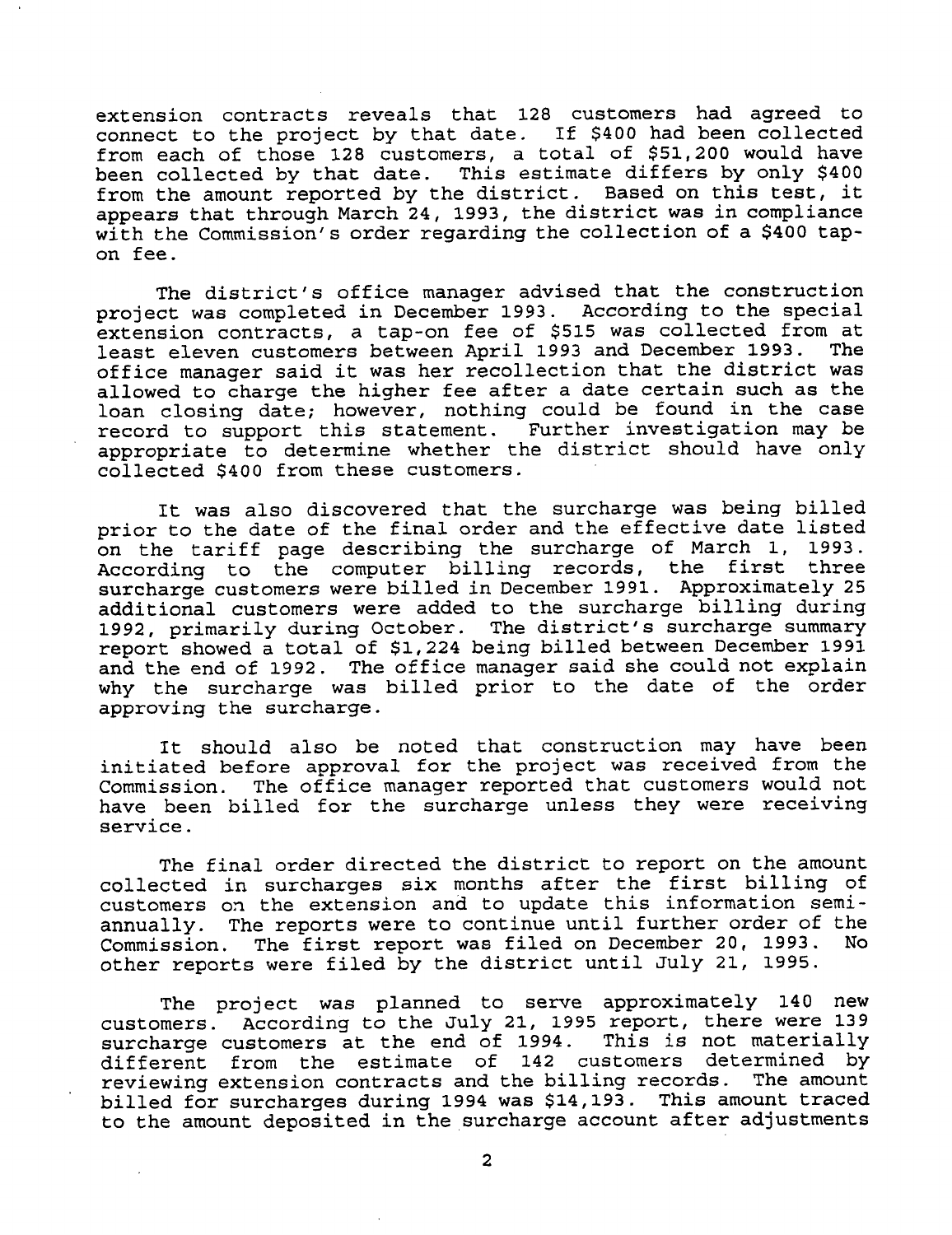extension contracts reveals that 128 customers had agreed to connect to the project by that date. If $400 had been collected from each of those 128 customers, a total of $51,200 would have been collected by that date. This estimate differs by only $400 from the amount reported by the district. Based on this test, it appears that through March 24, 1993, the district was in compliance with the Commission's order regarding the collection of a $400 tap-on fee.

The district's office manager advised that the construction project was completed in December 1993. According to the special extension contracts, a tap-on fee of $515 was collected from at least eleven customers between April 1993 and December 1993. The office manager said it was her recollection that the district was allowed to charge the higher fee after a date certain such as the loan closing date; however, nothing could be found in the case record to support this statement. Further investigation may be appropriate to determine whether the district should have only collected $400 from these customers.

It was also discovered that the surcharge was being billed prior to the date of the final order and the effective date listed on the tariff page describing the surcharge of March 1, 1993. According to the computer billing records, the first three surcharge customers were billed in December 1991. Approximately 25 additional customers were added to the surcharge billing during 1992, primarily during October. The district's surcharge summary report showed a total of $1,224 being billed between December 1991 and the end of 1992. The office manager said she could not explain why the surcharge was billed prior to the date of the order approving the surcharge.

It should also be noted that construction may have been initiated before approval for the project was received from the Commission. The office manager reported that customers would not have been billed for the surcharge unless they were receiving service.

The final order directed the district to report on the amount collected in surcharges six months after the first billing of customers on the extension and to update this information semi-annually. The reports were to continue until further order of the Commission. The first report was filed on December 20, 1993. No other reports were filed by the district until July 21, 1995.

The project was planned to serve approximately 140 new customers. According to the July 21, 1995 report, there were 139 surcharge customers at the end of 1994. This is not materially different from the estimate of 142 customers determined by reviewing extension contracts and the billing records. The amount billed for surcharges during 1994 was $14,193. This amount traced to the amount deposited in the surcharge account after adjustments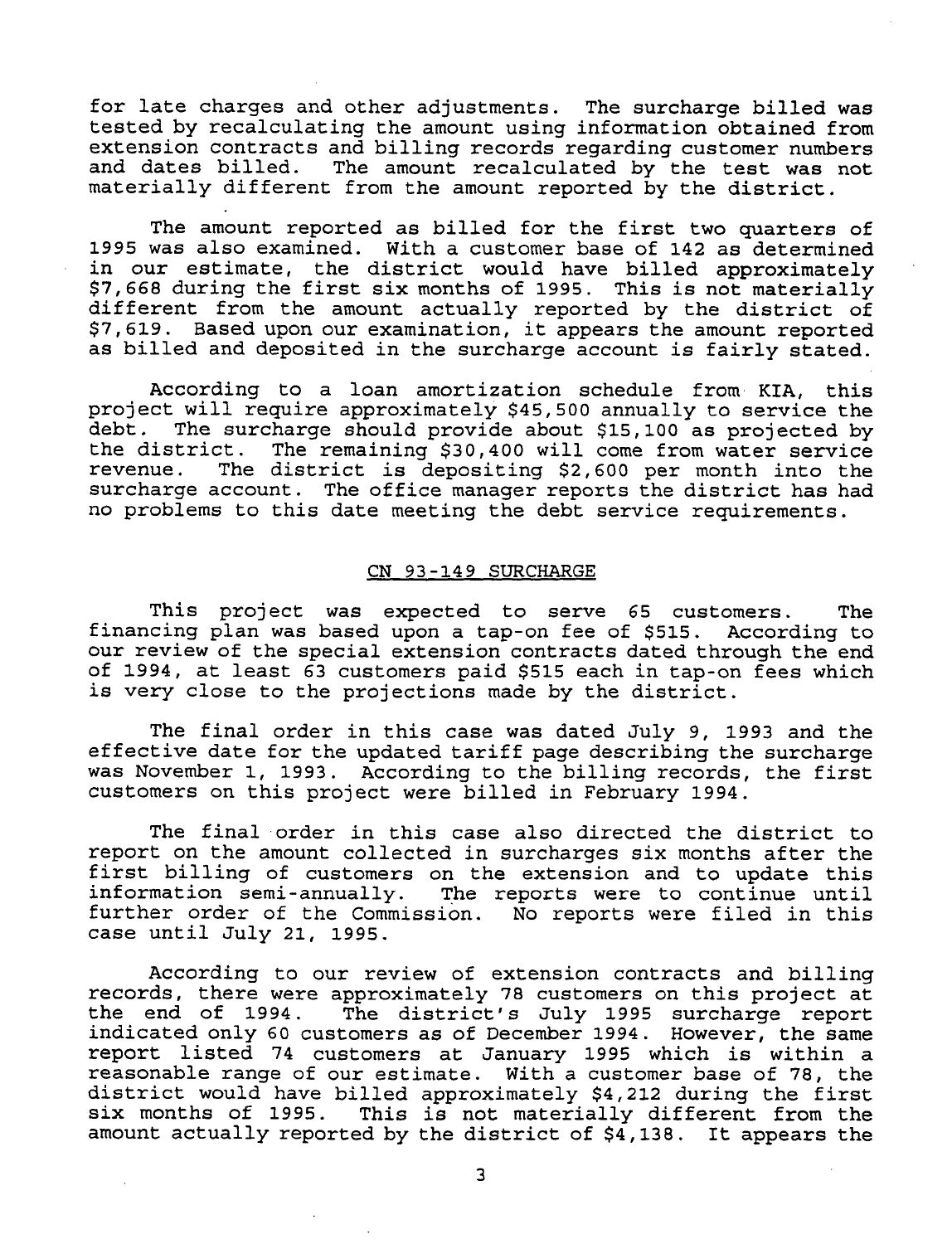for late charges and other adjustments. The surcharge billed was tested by recalculating the amount using information obtained from extension contracts and billing records regarding customer numbers and dates billed. The amount recalculated by the test was not materially different from the amount reported by the district.

The amount reported as billed for the first two quarters of 1995 was also examined. With a customer base of 142 as determined in our estimate, the district would have billed approximately $7,668 during the first six months of 1995. This is not materially different from the amount actually reported by the district of $7,619. Based upon our examination, it appears the amount reported as billed and deposited in the surcharge account is fairly stated.

According to a loan amortization schedule from KIA, this project will require approximately $45,500 annually to service the debt. The surcharge should provide about $15,100 as projected by the district. The remaining $30,400 will come from water service revenue. The district is depositing $2,600 per month into the surcharge account. The office manager reports the district has had no problems to this date meeting the debt service requirements.

## CN 93-149 SURCHARGE

This project was expected to serve 65 customers. The financing plan was based upon a tap-on fee of $515. According to our review of the special extension contracts dated through the end of 1994, at least 63 customers paid $515 each in tap-on fees which is very close to the projections made by the district.

The final order in this case was dated July 9, 1993 and the effective date for the updated tariff page describing the surcharge was November 1, 1993. According to the billing records, the first customers on this project were billed in February 1994.

The final order in this case also directed the district to report on the amount collected in surcharges six months after the first billing of customers on the extension and to update this information semi-annually. The reports were to continue until further order of the Commission. No reports were filed in this case until July 21, 1995.

According to our review of extension contracts and billing records, there were approximately 78 customers on this project at the end of 1994. The district's July 1995 surcharge report indicated only 60 customers as of December 1994. However, the same report listed 74 customers at January 1995 which is within a reasonable range of our estimate. With a customer base of 78, the district would have billed approximately $4,212 during the first six months of 1995. This is not materially different from the amount actually reported by the district of $4,138. It appears the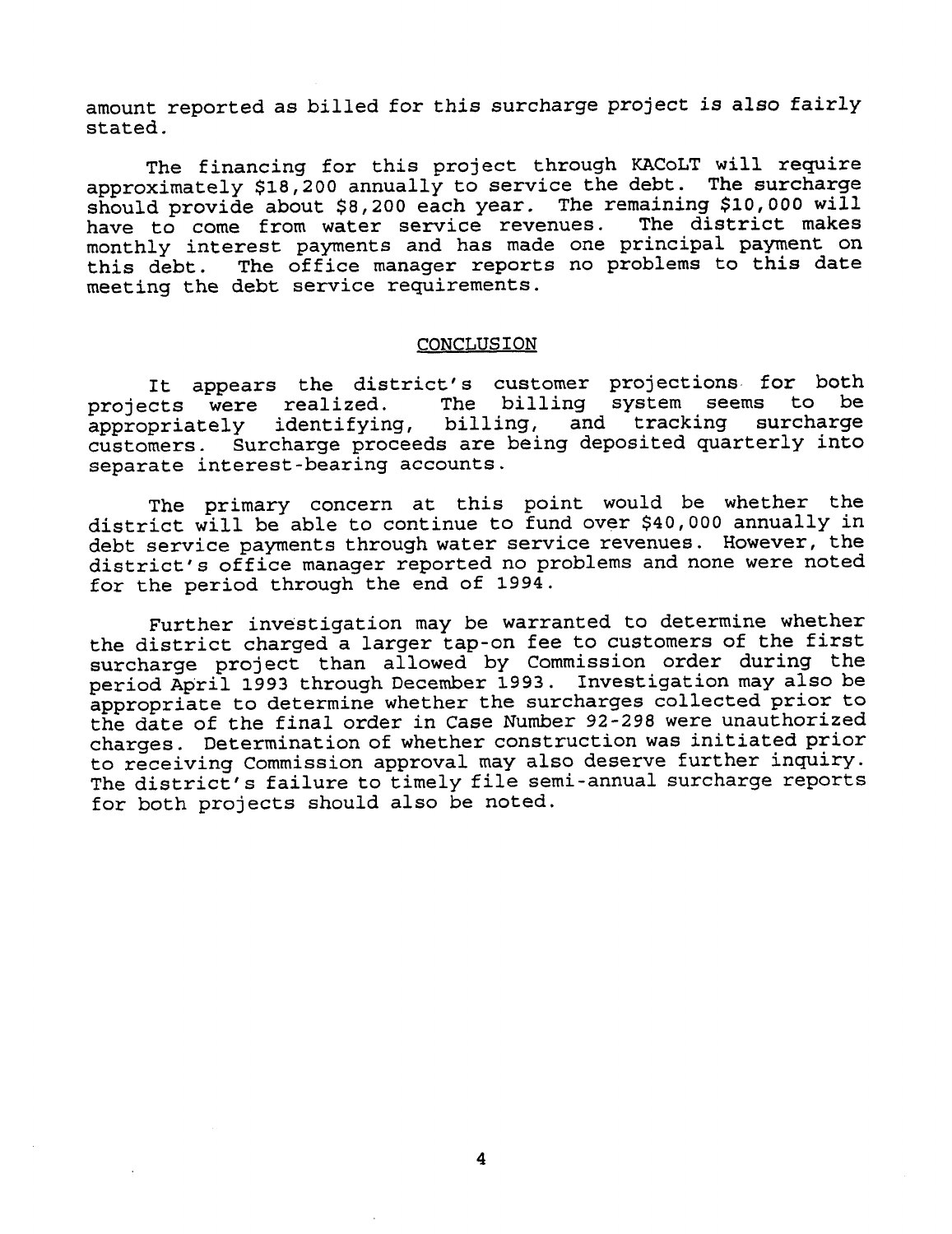amount reported as billed for this surcharge project is also fairly stated.

The financing for this project through KACoLT will require approximately $18,200 annually to service the debt. The surcharge should provide about $8,200 each year. The remaining $10,000 will have to come from water service revenues. The district makes monthly interest payments and has made one principal payment on this debt. The office manager reports no problems to this date meeting the debt service requirements.

## CONCLUSION

It appears the district's customer projections for both projects were realized. The billing system seems to be appropriately identifying, billing, and tracking surcharge customers. Surcharge proceeds are being deposited quarterly into separate interest-bearing accounts.

The primary concern at this point would be whether the district will be able to continue to fund over $40,000 annually in debt service payments through water service revenues. However, the district's office manager reported no problems and none were noted for the period through the end of 1994.

Further investigation may be warranted to determine whether the district charged a larger tap-on fee to customers of the first surcharge project than allowed by Commission order during the period April 1993 through December 1993. Investigation may also be appropriate to determine whether the surcharges collected prior to the date of the final order in Case Number 92-298 were unauthorized charges. Determination of whether construction was initiated prior to receiving Commission approval may also deserve further inquiry. The district's failure to timely file semi-annual surcharge reports for both projects should also be noted.